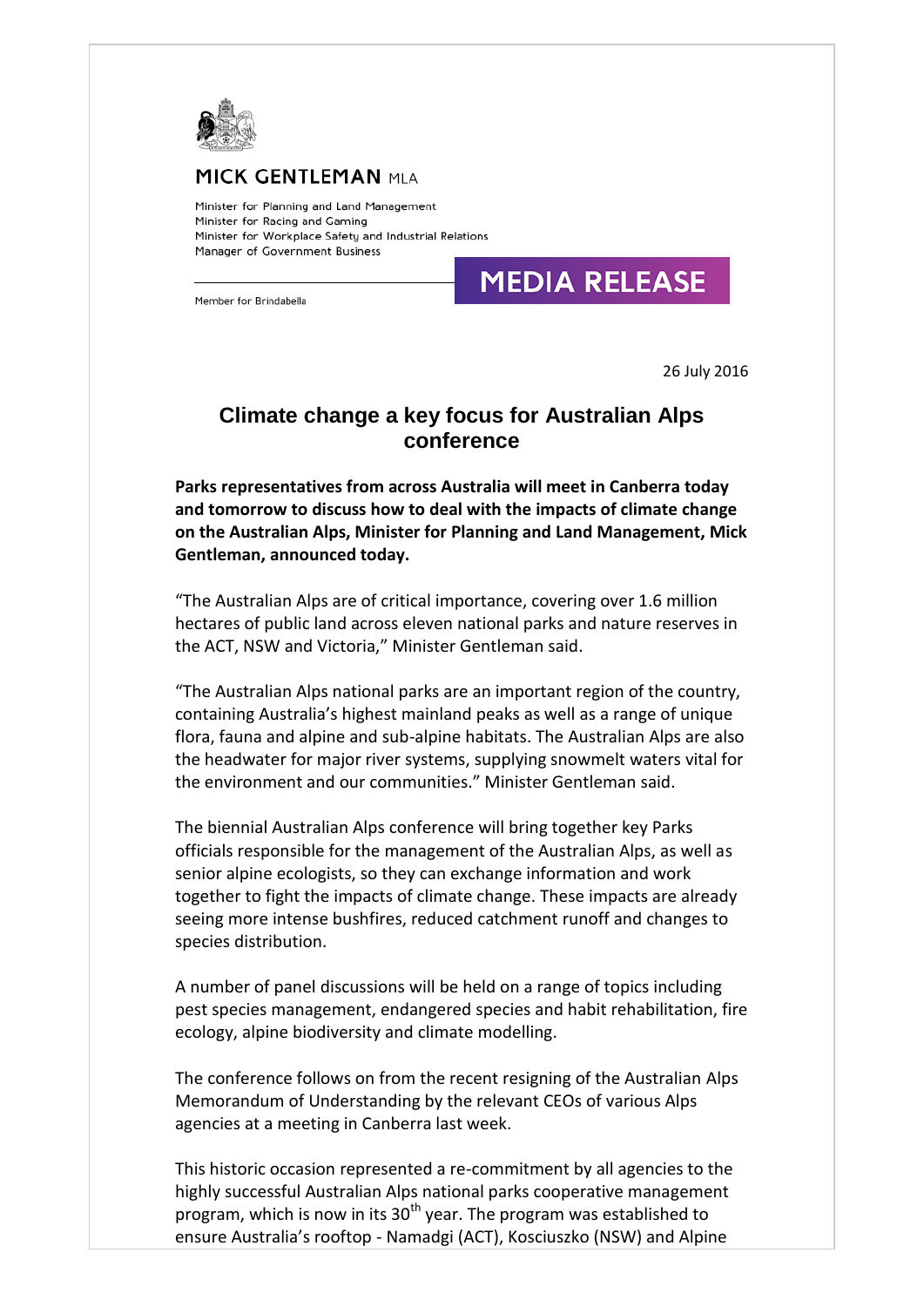**MICK GENTLEMAN** MLA

Minister for Planning and Land Management
Minister for Racing and Gaming
Minister for Workplace Safety and Industrial Relations
Manager of Government Business

Member for Brindabella

**MEDIA RELEASE**

26 July 2016

# Climate change a key focus for Australian Alps conference

**Parks representatives from across Australia will meet in Canberra today and tomorrow to discuss how to deal with the impacts of climate change on the Australian Alps, Minister for Planning and Land Management, Mick Gentleman, announced today.**

"The Australian Alps are of critical importance, covering over 1.6 million hectares of public land across eleven national parks and nature reserves in the ACT, NSW and Victoria," Minister Gentleman said.

"The Australian Alps national parks are an important region of the country, containing Australia's highest mainland peaks as well as a range of unique flora, fauna and alpine and sub-alpine habitats. The Australian Alps are also the headwater for major river systems, supplying snowmelt waters vital for the environment and our communities." Minister Gentleman said.

The biennial Australian Alps conference will bring together key Parks officials responsible for the management of the Australian Alps, as well as senior alpine ecologists, so they can exchange information and work together to fight the impacts of climate change. These impacts are already seeing more intense bushfires, reduced catchment runoff and changes to species distribution.

A number of panel discussions will be held on a range of topics including pest species management, endangered species and habit rehabilitation, fire ecology, alpine biodiversity and climate modelling.

The conference follows on from the recent resigning of the Australian Alps Memorandum of Understanding by the relevant CEOs of various Alps agencies at a meeting in Canberra last week.

This historic occasion represented a re-commitment by all agencies to the highly successful Australian Alps national parks cooperative management program, which is now in its 30th year. The program was established to ensure Australia's rooftop - Namadgi (ACT), Kosciuszko (NSW) and Alpine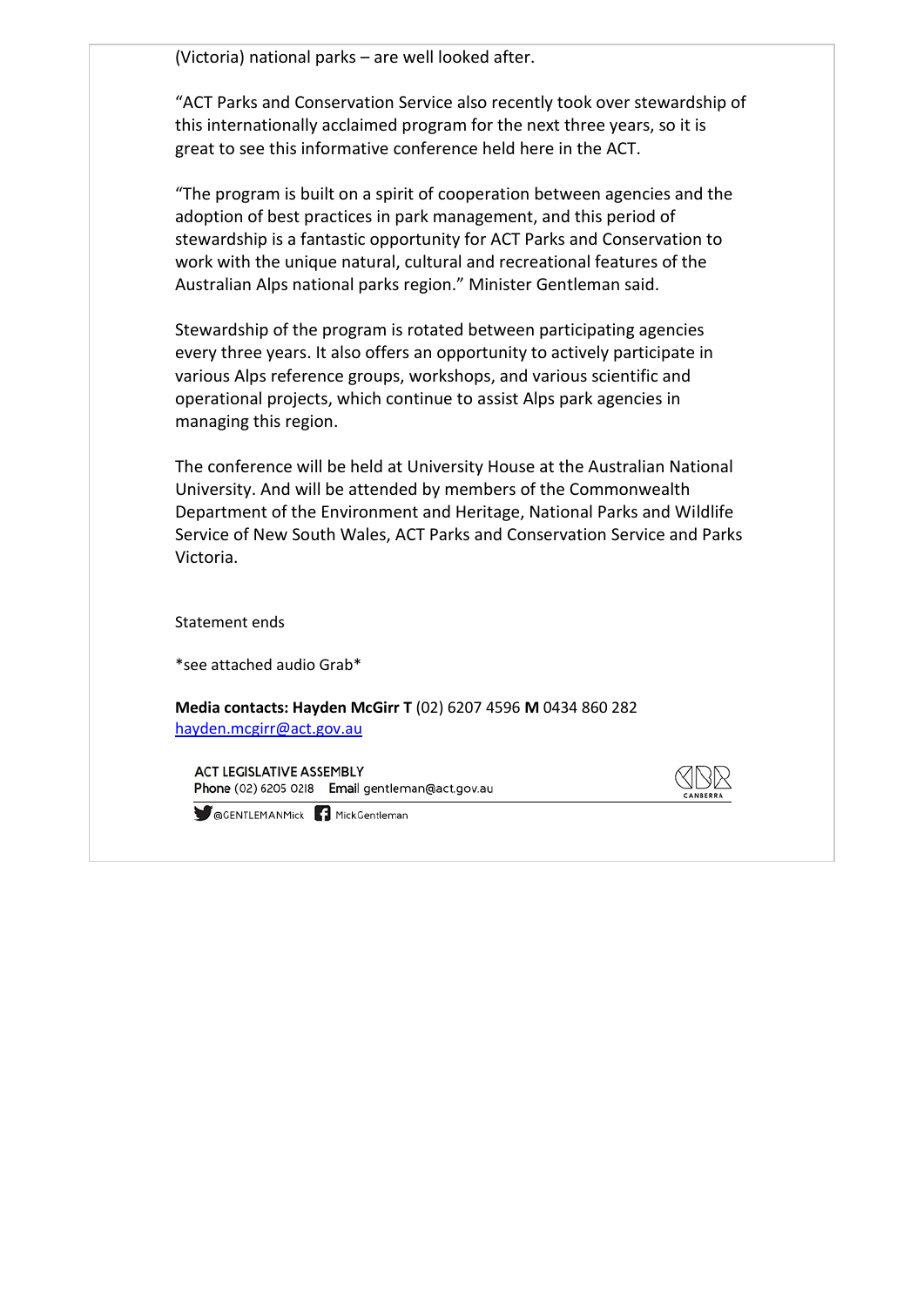(Victoria) national parks – are well looked after.

"ACT Parks and Conservation Service also recently took over stewardship of this internationally acclaimed program for the next three years, so it is great to see this informative conference held here in the ACT.

"The program is built on a spirit of cooperation between agencies and the adoption of best practices in park management, and this period of stewardship is a fantastic opportunity for ACT Parks and Conservation to work with the unique natural, cultural and recreational features of the Australian Alps national parks region." Minister Gentleman said.

Stewardship of the program is rotated between participating agencies every three years. It also offers an opportunity to actively participate in various Alps reference groups, workshops, and various scientific and operational projects, which continue to assist Alps park agencies in managing this region.

The conference will be held at University House at the Australian National University. And will be attended by members of the Commonwealth Department of the Environment and Heritage, National Parks and Wildlife Service of New South Wales, ACT Parks and Conservation Service and Parks Victoria.

Statement ends

*see attached audio Grab*

**Media contacts: Hayden McGirr T** (02) 6207 4596 **M** 0434 860 282
hayden.mcgirr@act.gov.au

**ACT LEGISLATIVE ASSEMBLY**
**Phone** (02) 6205 0218 **Email** gentleman@act.gov.au

@GENTLEMANMick MickGentleman